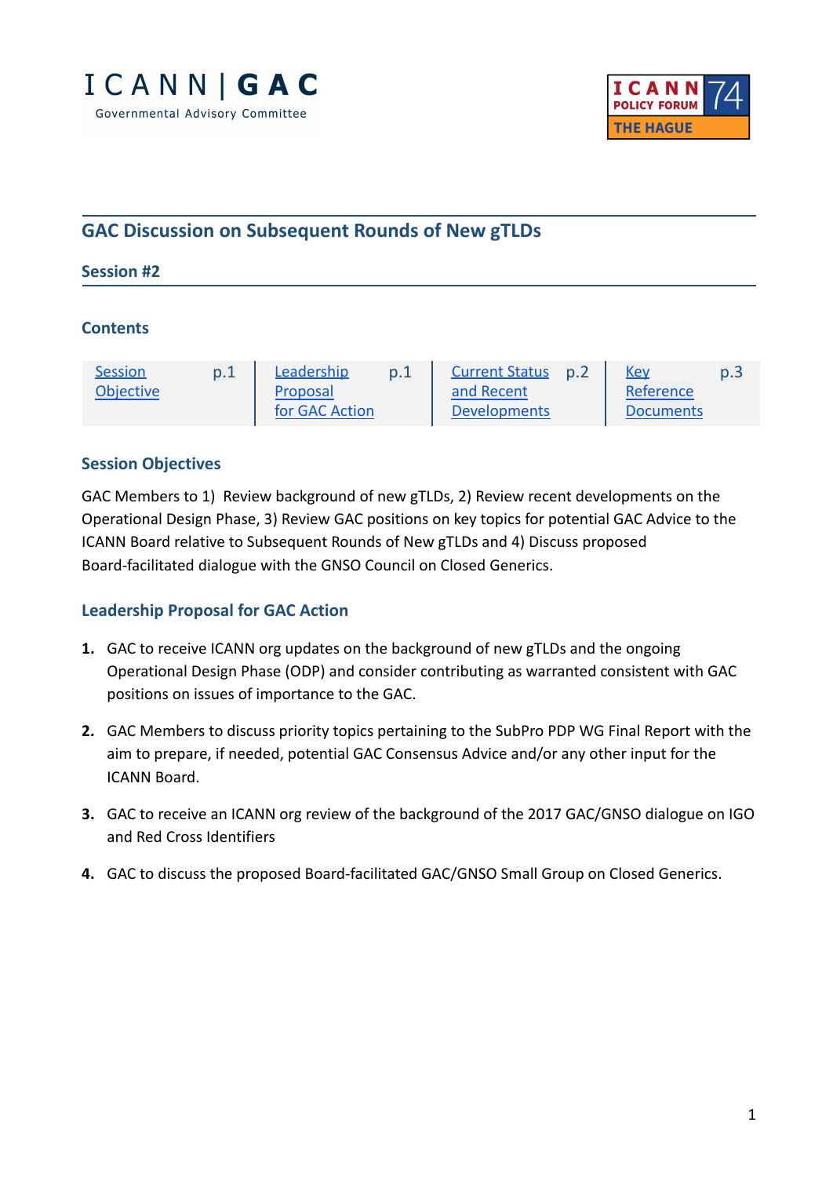ICANN | GAC
Governmental Advisory Committee

ICANN POLICY FORUM 74 THE HAGUE

## GAC Discussion on Subsequent Rounds of New gTLDs

### Session #2

### Contents

| Session Objective p.1 | Leadership Proposal for GAC Action p.1 | Current Status and Recent Developments p.2 | Key Reference Documents p.3 |
|---|---|---|---|

### Session Objectives

GAC Members to 1) Review background of new gTLDs, 2) Review recent developments on the Operational Design Phase, 3) Review GAC positions on key topics for potential GAC Advice to the ICANN Board relative to Subsequent Rounds of New gTLDs and 4) Discuss proposed Board-facilitated dialogue with the GNSO Council on Closed Generics.

### Leadership Proposal for GAC Action

1. GAC to receive ICANN org updates on the background of new gTLDs and the ongoing Operational Design Phase (ODP) and consider contributing as warranted consistent with GAC positions on issues of importance to the GAC.

2. GAC Members to discuss priority topics pertaining to the SubPro PDP WG Final Report with the aim to prepare, if needed, potential GAC Consensus Advice and/or any other input for the ICANN Board.

3. GAC to receive an ICANN org review of the background of the 2017 GAC/GNSO dialogue on IGO and Red Cross Identifiers

4. GAC to discuss the proposed Board-facilitated GAC/GNSO Small Group on Closed Generics.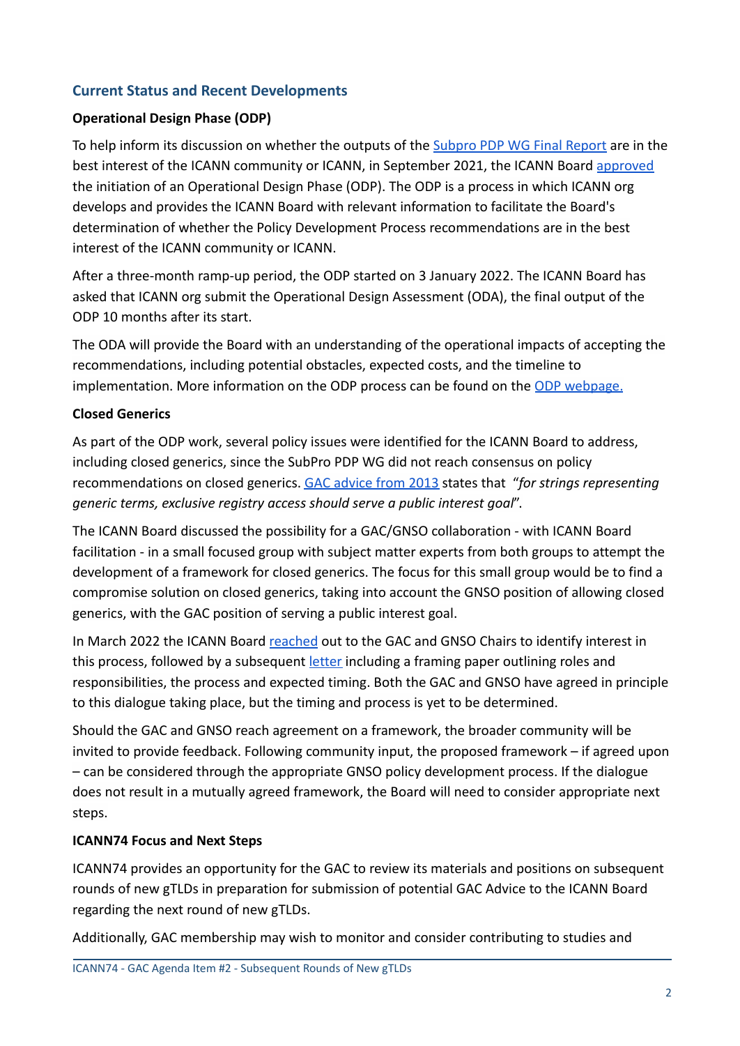## Current Status and Recent Developments

**Operational Design Phase (ODP)**

To help inform its discussion on whether the outputs of the Subpro PDP WG Final Report are in the best interest of the ICANN community or ICANN, in September 2021, the ICANN Board approved the initiation of an Operational Design Phase (ODP). The ODP is a process in which ICANN org develops and provides the ICANN Board with relevant information to facilitate the Board's determination of whether the Policy Development Process recommendations are in the best interest of the ICANN community or ICANN.

After a three-month ramp-up period, the ODP started on 3 January 2022. The ICANN Board has asked that ICANN org submit the Operational Design Assessment (ODA), the final output of the ODP 10 months after its start.

The ODA will provide the Board with an understanding of the operational impacts of accepting the recommendations, including potential obstacles, expected costs, and the timeline to implementation. More information on the ODP process can be found on the ODP webpage.

**Closed Generics**

As part of the ODP work, several policy issues were identified for the ICANN Board to address, including closed generics, since the SubPro PDP WG did not reach consensus on policy recommendations on closed generics. GAC advice from 2013 states that "*for strings representing generic terms, exclusive registry access should serve a public interest goal*".

The ICANN Board discussed the possibility for a GAC/GNSO collaboration - with ICANN Board facilitation - in a small focused group with subject matter experts from both groups to attempt the development of a framework for closed generics. The focus for this small group would be to find a compromise solution on closed generics, taking into account the GNSO position of allowing closed generics, with the GAC position of serving a public interest goal.

In March 2022 the ICANN Board reached out to the GAC and GNSO Chairs to identify interest in this process, followed by a subsequent letter including a framing paper outlining roles and responsibilities, the process and expected timing. Both the GAC and GNSO have agreed in principle to this dialogue taking place, but the timing and process is yet to be determined.

Should the GAC and GNSO reach agreement on a framework, the broader community will be invited to provide feedback. Following community input, the proposed framework – if agreed upon – can be considered through the appropriate GNSO policy development process. If the dialogue does not result in a mutually agreed framework, the Board will need to consider appropriate next steps.

**ICANN74 Focus and Next Steps**

ICANN74 provides an opportunity for the GAC to review its materials and positions on subsequent rounds of new gTLDs in preparation for submission of potential GAC Advice to the ICANN Board regarding the next round of new gTLDs.

Additionally, GAC membership may wish to monitor and consider contributing to studies and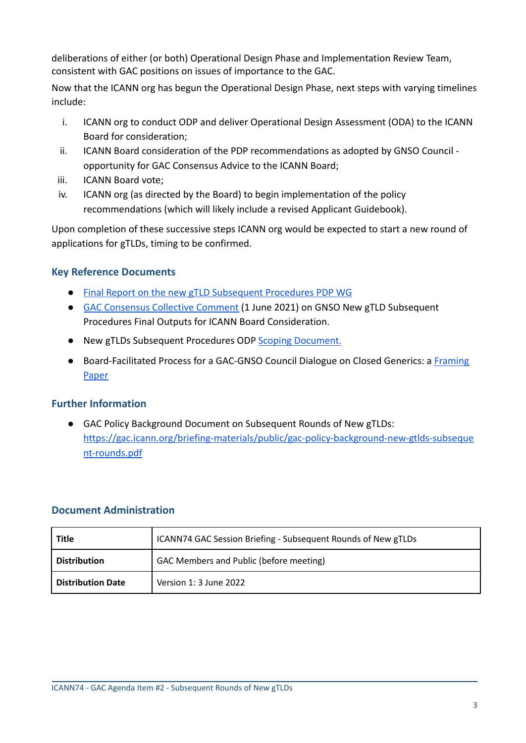deliberations of either (or both) Operational Design Phase and Implementation Review Team, consistent with GAC positions on issues of importance to the GAC.

Now that the ICANN org has begun the Operational Design Phase, next steps with varying timelines include:

i. ICANN org to conduct ODP and deliver Operational Design Assessment (ODA) to the ICANN Board for consideration;
ii. ICANN Board consideration of the PDP recommendations as adopted by GNSO Council - opportunity for GAC Consensus Advice to the ICANN Board;
iii. ICANN Board vote;
iv. ICANN org (as directed by the Board) to begin implementation of the policy recommendations (which will likely include a revised Applicant Guidebook).

Upon completion of these successive steps ICANN org would be expected to start a new round of applications for gTLDs, timing to be confirmed.

### Key Reference Documents

- Final Report on the new gTLD Subsequent Procedures PDP WG
- GAC Consensus Collective Comment (1 June 2021) on GNSO New gTLD Subsequent Procedures Final Outputs for ICANN Board Consideration.
- New gTLDs Subsequent Procedures ODP Scoping Document.
- Board-Facilitated Process for a GAC-GNSO Council Dialogue on Closed Generics: a Framing Paper

### Further Information

- GAC Policy Background Document on Subsequent Rounds of New gTLDs: https://gac.icann.org/briefing-materials/public/gac-policy-background-new-gtlds-subsequent-rounds.pdf

### Document Administration

| | |
|---|---|
| **Title** | ICANN74 GAC Session Briefing - Subsequent Rounds of New gTLDs |
| **Distribution** | GAC Members and Public (before meeting) |
| **Distribution Date** | Version 1: 3 June 2022 |